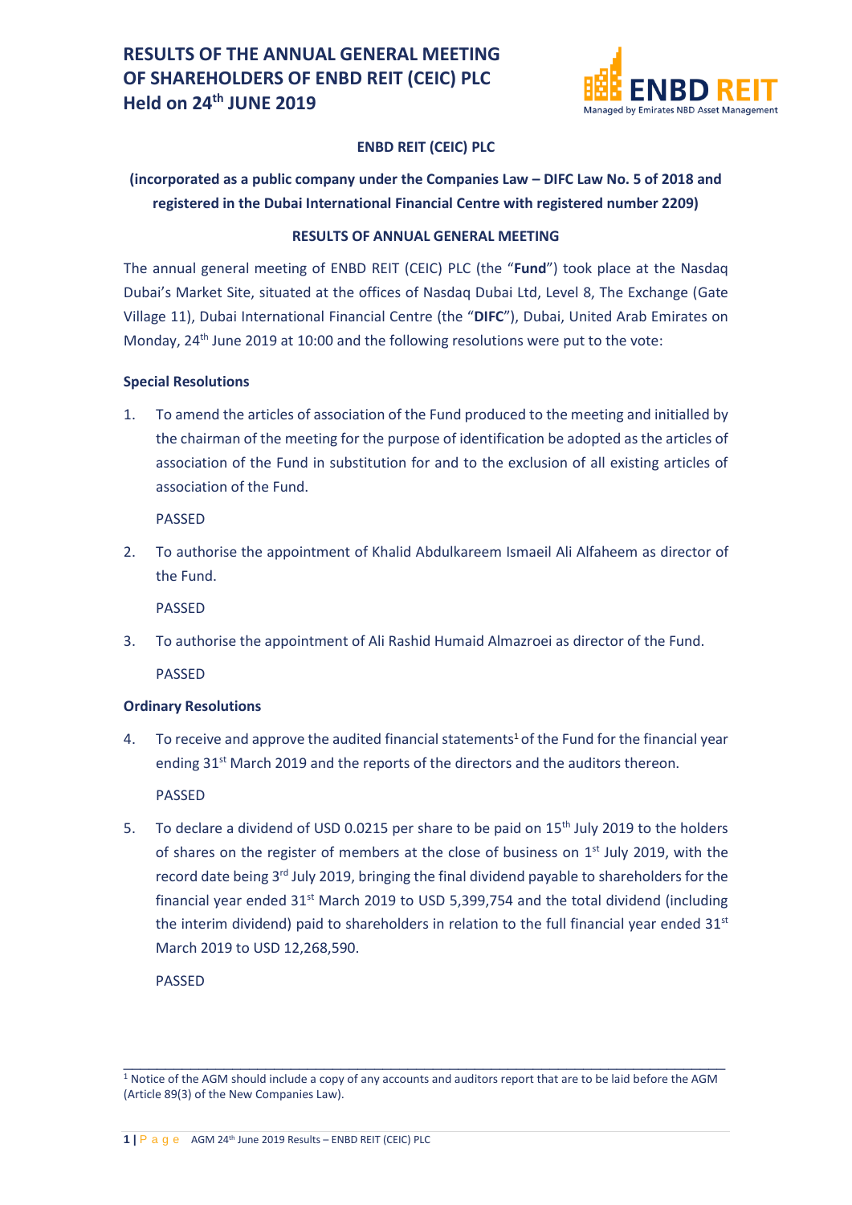# RESULTS OF THE ANNUAL GENERAL MEETING OF SHAREHOLDERS OF ENBD REIT (CEIC) PLC Held on 24th JUNE 2019

**ENBD REIT (CEIC) PLC**

**(incorporated as a public company under the Companies Law – DIFC Law No. 5 of 2018 and registered in the Dubai International Financial Centre with registered number 2209)**

**RESULTS OF ANNUAL GENERAL MEETING**

The annual general meeting of ENBD REIT (CEIC) PLC (the "**Fund**") took place at the Nasdaq Dubai's Market Site, situated at the offices of Nasdaq Dubai Ltd, Level 8, The Exchange (Gate Village 11), Dubai International Financial Centre (the "**DIFC**"), Dubai, United Arab Emirates on Monday, 24th June 2019 at 10:00 and the following resolutions were put to the vote:

**Special Resolutions**

1. To amend the articles of association of the Fund produced to the meeting and initialled by the chairman of the meeting for the purpose of identification be adopted as the articles of association of the Fund in substitution for and to the exclusion of all existing articles of association of the Fund.

   PASSED

2. To authorise the appointment of Khalid Abdulkareem Ismaeil Ali Alfaheem as director of the Fund.

   PASSED

3. To authorise the appointment of Ali Rashid Humaid Almazroei as director of the Fund.

   PASSED

**Ordinary Resolutions**

4. To receive and approve the audited financial statements[1] of the Fund for the financial year ending 31st March 2019 and the reports of the directors and the auditors thereon.

   PASSED

5. To declare a dividend of USD 0.0215 per share to be paid on 15th July 2019 to the holders of shares on the register of members at the close of business on 1st July 2019, with the record date being 3rd July 2019, bringing the final dividend payable to shareholders for the financial year ended 31st March 2019 to USD 5,399,754 and the total dividend (including the interim dividend) paid to shareholders in relation to the full financial year ended 31st March 2019 to USD 12,268,590.

   PASSED

---

[1] Notice of the AGM should include a copy of any accounts and auditors report that are to be laid before the AGM (Article 89(3) of the New Companies Law).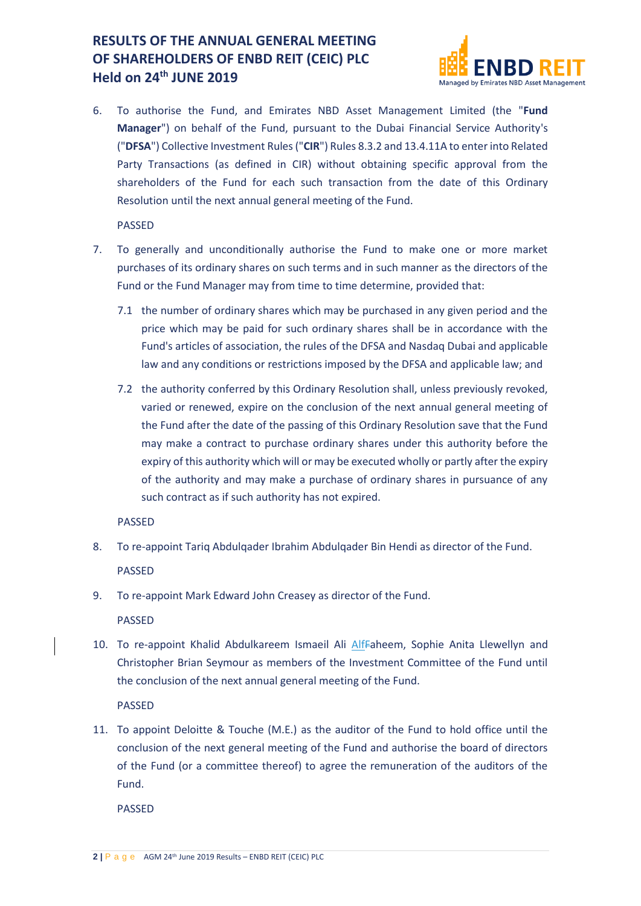# RESULTS OF THE ANNUAL GENERAL MEETING OF SHAREHOLDERS OF ENBD REIT (CEIC) PLC Held on 24th JUNE 2019

6. To authorise the Fund, and Emirates NBD Asset Management Limited (the "**Fund Manager**") on behalf of the Fund, pursuant to the Dubai Financial Service Authority's ("**DFSA**") Collective Investment Rules ("**CIR**") Rules 8.3.2 and 13.4.11A to enter into Related Party Transactions (as defined in CIR) without obtaining specific approval from the shareholders of the Fund for each such transaction from the date of this Ordinary Resolution until the next annual general meeting of the Fund.

   PASSED

7. To generally and unconditionally authorise the Fund to make one or more market purchases of its ordinary shares on such terms and in such manner as the directors of the Fund or the Fund Manager may from time to time determine, provided that:

   7.1 the number of ordinary shares which may be purchased in any given period and the price which may be paid for such ordinary shares shall be in accordance with the Fund's articles of association, the rules of the DFSA and Nasdaq Dubai and applicable law and any conditions or restrictions imposed by the DFSA and applicable law; and

   7.2 the authority conferred by this Ordinary Resolution shall, unless previously revoked, varied or renewed, expire on the conclusion of the next annual general meeting of the Fund after the date of the passing of this Ordinary Resolution save that the Fund may make a contract to purchase ordinary shares under this authority before the expiry of this authority which will or may be executed wholly or partly after the expiry of the authority and may make a purchase of ordinary shares in pursuance of any such contract as if such authority has not expired.

   PASSED

8. To re-appoint Tariq Abdulqader Ibrahim Abdulqader Bin Hendi as director of the Fund.

   PASSED

9. To re-appoint Mark Edward John Creasey as director of the Fund.

   PASSED

10. To re-appoint Khalid Abdulkareem Ismaeil Ali AlfFaheem, Sophie Anita Llewellyn and Christopher Brian Seymour as members of the Investment Committee of the Fund until the conclusion of the next annual general meeting of the Fund.

    PASSED

11. To appoint Deloitte & Touche (M.E.) as the auditor of the Fund to hold office until the conclusion of the next general meeting of the Fund and authorise the board of directors of the Fund (or a committee thereof) to agree the remuneration of the auditors of the Fund.

    PASSED